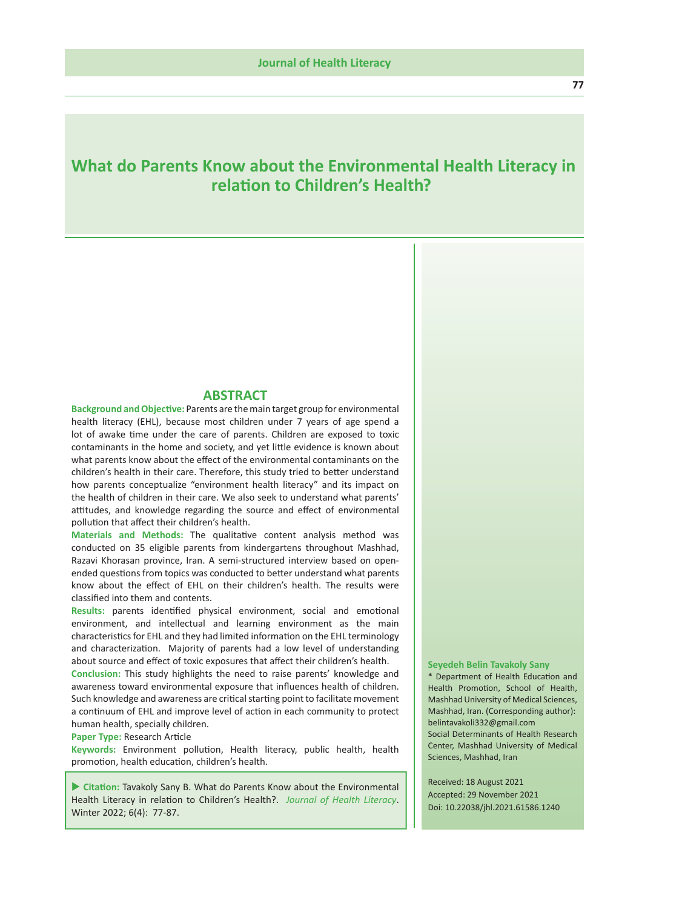# What do Parents Know about the Environmental Health Literacy in relation to Children's Health?

## ABSTRACT

**Background and Objective:** Parents are the main target group for environmental health literacy (EHL), because most children under 7 years of age spend a lot of awake time under the care of parents. Children are exposed to toxic contaminants in the home and society, and yet little evidence is known about what parents know about the effect of the environmental contaminants on the children's health in their care. Therefore, this study tried to better understand how parents conceptualize "environment health literacy" and its impact on the health of children in their care. We also seek to understand what parents' attitudes, and knowledge regarding the source and effect of environmental pollution that affect their children's health.

**Materials and Methods:** The qualitative content analysis method was conducted on 35 eligible parents from kindergartens throughout Mashhad, Razavi Khorasan province, Iran. A semi-structured interview based on open-ended questions from topics was conducted to better understand what parents know about the effect of EHL on their children's health. The results were classified into them and contents.

**Results:** parents identified physical environment, social and emotional environment, and intellectual and learning environment as the main characteristics for EHL and they had limited information on the EHL terminology and characterization. Majority of parents had a low level of understanding about source and effect of toxic exposures that affect their children's health.

**Conclusion:** This study highlights the need to raise parents' knowledge and awareness toward environmental exposure that influences health of children. Such knowledge and awareness are critical starting point to facilitate movement a continuum of EHL and improve level of action in each community to protect human health, specially children.

**Paper Type:** Research Article

**Keywords:** Environment pollution, Health literacy, public health, health promotion, health education, children's health.

▶ **Citation:** Tavakoly Sany B. What do Parents Know about the Environmental Health Literacy in relation to Children's Health?. *Journal of Health Literacy*. Winter 2022; 6(4): 77-87.

**Seyedeh Belin Tavakoly Sany**

\* Department of Health Education and Health Promotion, School of Health, Mashhad University of Medical Sciences, Mashhad, Iran. (Corresponding author): belintavakoli332@gmail.com

Social Determinants of Health Research Center, Mashhad University of Medical Sciences, Mashhad, Iran

Received: 18 August 2021

Accepted: 29 November 2021

Doi: 10.22038/jhl.2021.61586.1240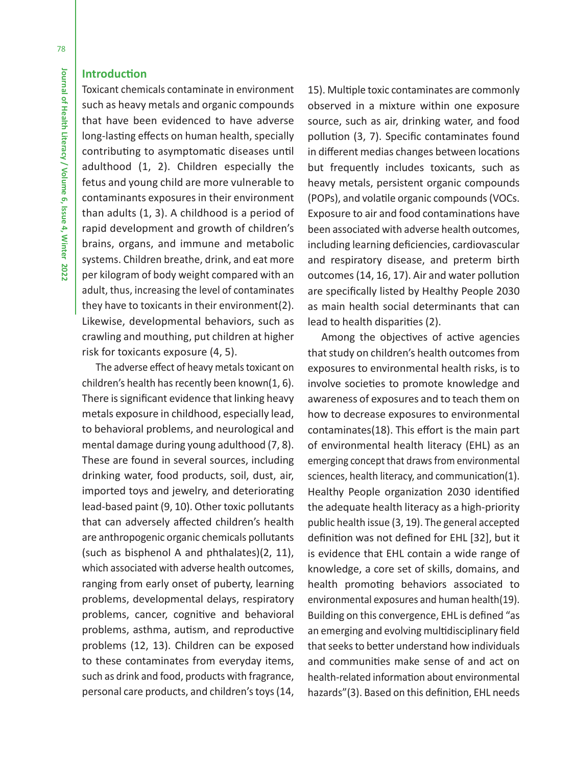## Introduction

Toxicant chemicals contaminate in environment such as heavy metals and organic compounds that have been evidenced to have adverse long-lasting effects on human health, specially contributing to asymptomatic diseases until adulthood (1, 2). Children especially the fetus and young child are more vulnerable to contaminants exposures in their environment than adults (1, 3). A childhood is a period of rapid development and growth of children's brains, organs, and immune and metabolic systems. Children breathe, drink, and eat more per kilogram of body weight compared with an adult, thus, increasing the level of contaminates they have to toxicants in their environment(2). Likewise, developmental behaviors, such as crawling and mouthing, put children at higher risk for toxicants exposure (4, 5).

The adverse effect of heavy metals toxicant on children's health has recently been known(1, 6). There is significant evidence that linking heavy metals exposure in childhood, especially lead, to behavioral problems, and neurological and mental damage during young adulthood (7, 8). These are found in several sources, including drinking water, food products, soil, dust, air, imported toys and jewelry, and deteriorating lead-based paint (9, 10). Other toxic pollutants that can adversely affected children's health are anthropogenic organic chemicals pollutants (such as bisphenol A and phthalates)(2, 11), which associated with adverse health outcomes, ranging from early onset of puberty, learning problems, developmental delays, respiratory problems, cancer, cognitive and behavioral problems, asthma, autism, and reproductive problems (12, 13). Children can be exposed to these contaminates from everyday items, such as drink and food, products with fragrance, personal care products, and children's toys (14, 15). Multiple toxic contaminates are commonly observed in a mixture within one exposure source, such as air, drinking water, and food pollution (3, 7). Specific contaminates found in different medias changes between locations but frequently includes toxicants, such as heavy metals, persistent organic compounds (POPs), and volatile organic compounds (VOCs. Exposure to air and food contaminations have been associated with adverse health outcomes, including learning deficiencies, cardiovascular and respiratory disease, and preterm birth outcomes (14, 16, 17). Air and water pollution are specifically listed by Healthy People 2030 as main health social determinants that can lead to health disparities (2).

Among the objectives of active agencies that study on children's health outcomes from exposures to environmental health risks, is to involve societies to promote knowledge and awareness of exposures and to teach them on how to decrease exposures to environmental contaminates(18). This effort is the main part of environmental health literacy (EHL) as an emerging concept that draws from environmental sciences, health literacy, and communication(1). Healthy People organization 2030 identified the adequate health literacy as a high-priority public health issue (3, 19). The general accepted definition was not defined for EHL [32], but it is evidence that EHL contain a wide range of knowledge, a core set of skills, domains, and health promoting behaviors associated to environmental exposures and human health(19). Building on this convergence, EHL is defined "as an emerging and evolving multidisciplinary field that seeks to better understand how individuals and communities make sense of and act on health-related information about environmental hazards"(3). Based on this definition, EHL needs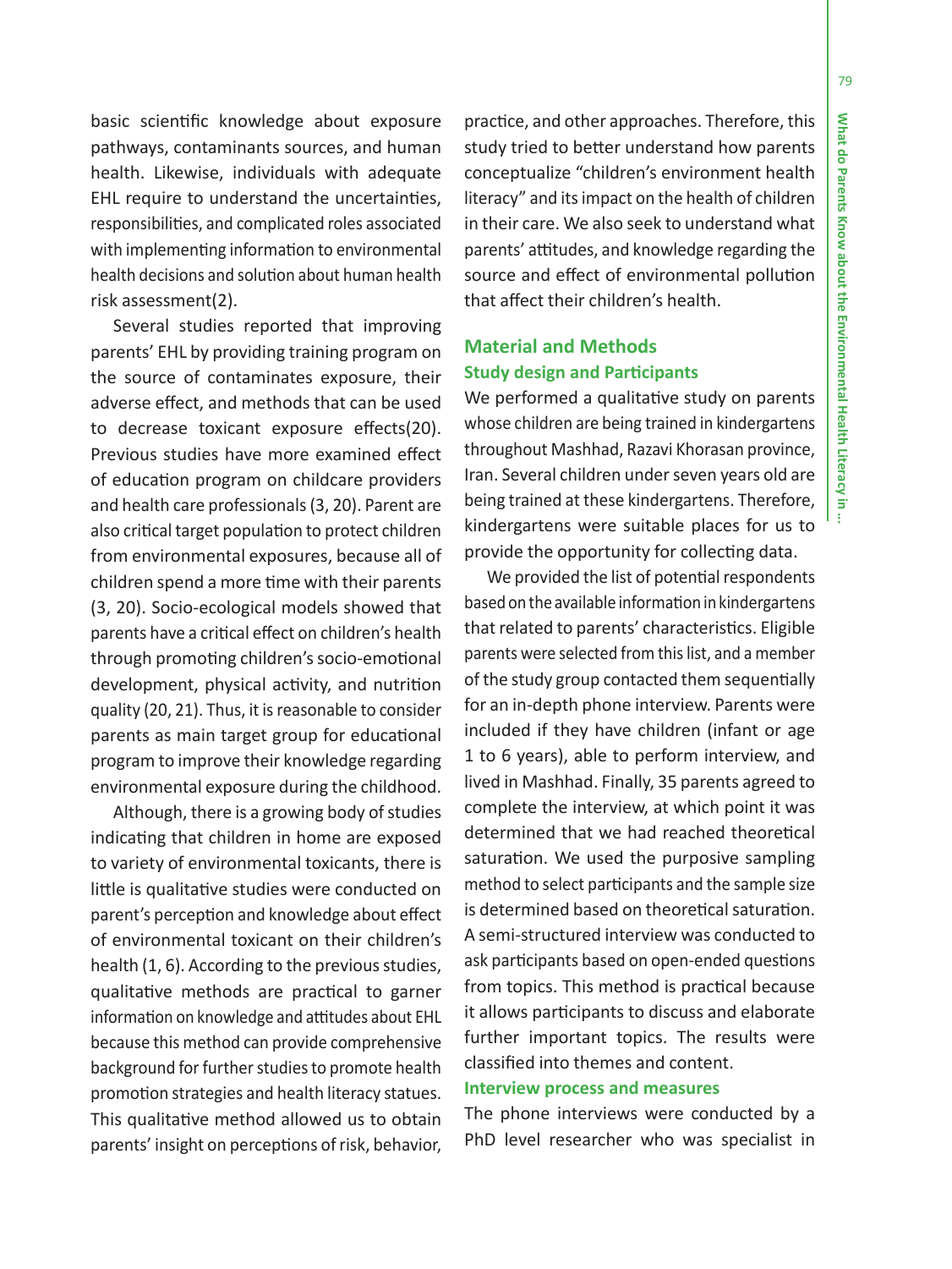basic scientific knowledge about exposure pathways, contaminants sources, and human health. Likewise, individuals with adequate EHL require to understand the uncertainties, responsibilities, and complicated roles associated with implementing information to environmental health decisions and solution about human health risk assessment(2).

Several studies reported that improving parents' EHL by providing training program on the source of contaminates exposure, their adverse effect, and methods that can be used to decrease toxicant exposure effects(20). Previous studies have more examined effect of education program on childcare providers and health care professionals (3, 20). Parent are also critical target population to protect children from environmental exposures, because all of children spend a more time with their parents (3, 20). Socio-ecological models showed that parents have a critical effect on children's health through promoting children's socio-emotional development, physical activity, and nutrition quality (20, 21). Thus, it is reasonable to consider parents as main target group for educational program to improve their knowledge regarding environmental exposure during the childhood.

Although, there is a growing body of studies indicating that children in home are exposed to variety of environmental toxicants, there is little is qualitative studies were conducted on parent's perception and knowledge about effect of environmental toxicant on their children's health (1, 6). According to the previous studies, qualitative methods are practical to garner information on knowledge and attitudes about EHL because this method can provide comprehensive background for further studies to promote health promotion strategies and health literacy statues. This qualitative method allowed us to obtain parents' insight on perceptions of risk, behavior, practice, and other approaches. Therefore, this study tried to better understand how parents conceptualize "children's environment health literacy" and its impact on the health of children in their care. We also seek to understand what parents' attitudes, and knowledge regarding the source and effect of environmental pollution that affect their children's health.

## Material and Methods

### Study design and Participants

We performed a qualitative study on parents whose children are being trained in kindergartens throughout Mashhad, Razavi Khorasan province, Iran. Several children under seven years old are being trained at these kindergartens. Therefore, kindergartens were suitable places for us to provide the opportunity for collecting data.

We provided the list of potential respondents based on the available information in kindergartens that related to parents' characteristics. Eligible parents were selected from this list, and a member of the study group contacted them sequentially for an in-depth phone interview. Parents were included if they have children (infant or age 1 to 6 years), able to perform interview, and lived in Mashhad. Finally, 35 parents agreed to complete the interview, at which point it was determined that we had reached theoretical saturation. We used the purposive sampling method to select participants and the sample size is determined based on theoretical saturation. A semi-structured interview was conducted to ask participants based on open-ended questions from topics. This method is practical because it allows participants to discuss and elaborate further important topics. The results were classified into themes and content.

### Interview process and measures

The phone interviews were conducted by a PhD level researcher who was specialist in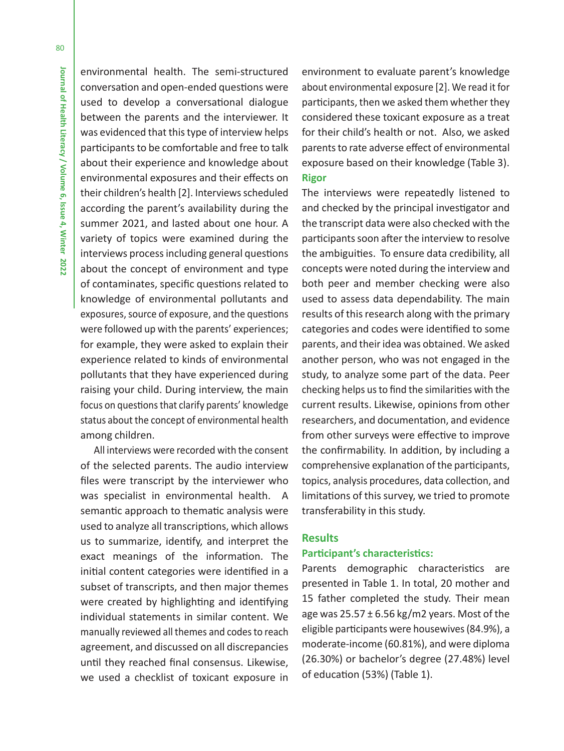environmental health. The semi-structured conversation and open-ended questions were used to develop a conversational dialogue between the parents and the interviewer. It was evidenced that this type of interview helps participants to be comfortable and free to talk about their experience and knowledge about environmental exposures and their effects on their children's health [2]. Interviews scheduled according the parent's availability during the summer 2021, and lasted about one hour. A variety of topics were examined during the interviews process including general questions about the concept of environment and type of contaminates, specific questions related to knowledge of environmental pollutants and exposures, source of exposure, and the questions were followed up with the parents' experiences; for example, they were asked to explain their experience related to kinds of environmental pollutants that they have experienced during raising your child. During interview, the main focus on questions that clarify parents' knowledge status about the concept of environmental health among children.

All interviews were recorded with the consent of the selected parents. The audio interview files were transcript by the interviewer who was specialist in environmental health. A semantic approach to thematic analysis were used to analyze all transcriptions, which allows us to summarize, identify, and interpret the exact meanings of the information. The initial content categories were identified in a subset of transcripts, and then major themes were created by highlighting and identifying individual statements in similar content. We manually reviewed all themes and codes to reach agreement, and discussed on all discrepancies until they reached final consensus. Likewise, we used a checklist of toxicant exposure in environment to evaluate parent's knowledge about environmental exposure [2]. We read it for participants, then we asked them whether they considered these toxicant exposure as a treat for their child's health or not. Also, we asked parents to rate adverse effect of environmental exposure based on their knowledge (Table 3).

### Rigor

The interviews were repeatedly listened to and checked by the principal investigator and the transcript data were also checked with the participants soon after the interview to resolve the ambiguities. To ensure data credibility, all concepts were noted during the interview and both peer and member checking were also used to assess data dependability. The main results of this research along with the primary categories and codes were identified to some parents, and their idea was obtained. We asked another person, who was not engaged in the study, to analyze some part of the data. Peer checking helps us to find the similarities with the current results. Likewise, opinions from other researchers, and documentation, and evidence from other surveys were effective to improve the confirmability. In addition, by including a comprehensive explanation of the participants, topics, analysis procedures, data collection, and limitations of this survey, we tried to promote transferability in this study.

## Results

### Participant's characteristics:

Parents demographic characteristics are presented in Table 1. In total, 20 mother and 15 father completed the study. Their mean age was 25.57 ± 6.56 kg/m2 years. Most of the eligible participants were housewives (84.9%), a moderate-income (60.81%), and were diploma (26.30%) or bachelor's degree (27.48%) level of education (53%) (Table 1).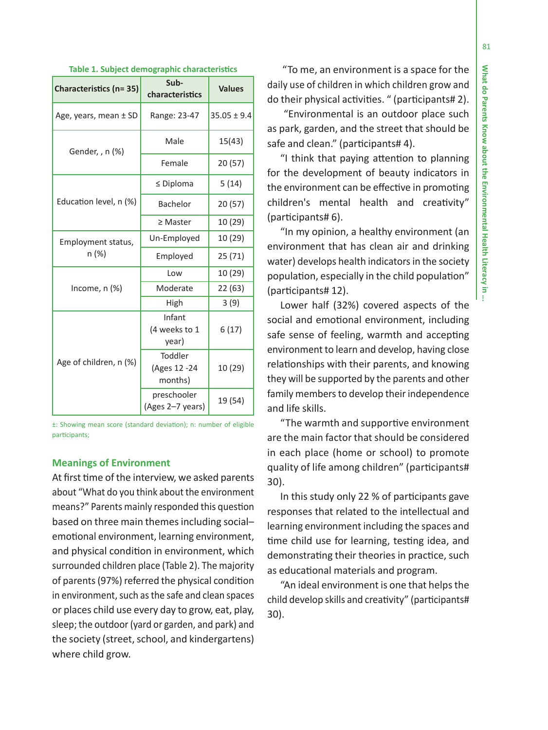**Table 1. Subject demographic characteristics**

| Characteristics (n= 35) | Sub-characteristics | Values |
|---|---|---|
| Age, years, mean ± SD | Range: 23-47 | 35.05 ± 9.4 |
| Gender, , n (%) | Male | 15(43) |
| | Female | 20 (57) |
| Education level, n (%) | ≤ Diploma | 5 (14) |
| | Bachelor | 20 (57) |
| | ≥ Master | 10 (29) |
| Employment status, n (%) | Un-Employed | 10 (29) |
| | Employed | 25 (71) |
| Income, n (%) | Low | 10 (29) |
| | Moderate | 22 (63) |
| | High | 3 (9) |
| Age of children, n (%) | Infant (4 weeks to 1 year) | 6 (17) |
| | Toddler (Ages 12 -24 months) | 10 (29) |
| | preschooler (Ages 2–7 years) | 19 (54) |

±: Showing mean score (standard deviation); n: number of eligible participants;

### Meanings of Environment

At first time of the interview, we asked parents about "What do you think about the environment means?" Parents mainly responded this question based on three main themes including social–emotional environment, learning environment, and physical condition in environment, which surrounded children place (Table 2). The majority of parents (97%) referred the physical condition in environment, such as the safe and clean spaces or places child use every day to grow, eat, play, sleep; the outdoor (yard or garden, and park) and the society (street, school, and kindergartens) where child grow.

"To me, an environment is a space for the daily use of children in which children grow and do their physical activities. " (participants# 2).

"Environmental is an outdoor place such as park, garden, and the street that should be safe and clean." (participants# 4).

"I think that paying attention to planning for the development of beauty indicators in the environment can be effective in promoting children's mental health and creativity" (participants# 6).

"In my opinion, a healthy environment (an environment that has clean air and drinking water) develops health indicators in the society population, especially in the child population" (participants# 12).

Lower half (32%) covered aspects of the social and emotional environment, including safe sense of feeling, warmth and accepting environment to learn and develop, having close relationships with their parents, and knowing they will be supported by the parents and other family members to develop their independence and life skills.

"The warmth and supportive environment are the main factor that should be considered in each place (home or school) to promote quality of life among children" (participants# 30).

In this study only 22 % of participants gave responses that related to the intellectual and learning environment including the spaces and time child use for learning, testing idea, and demonstrating their theories in practice, such as educational materials and program.

"An ideal environment is one that helps the child develop skills and creativity" (participants# 30).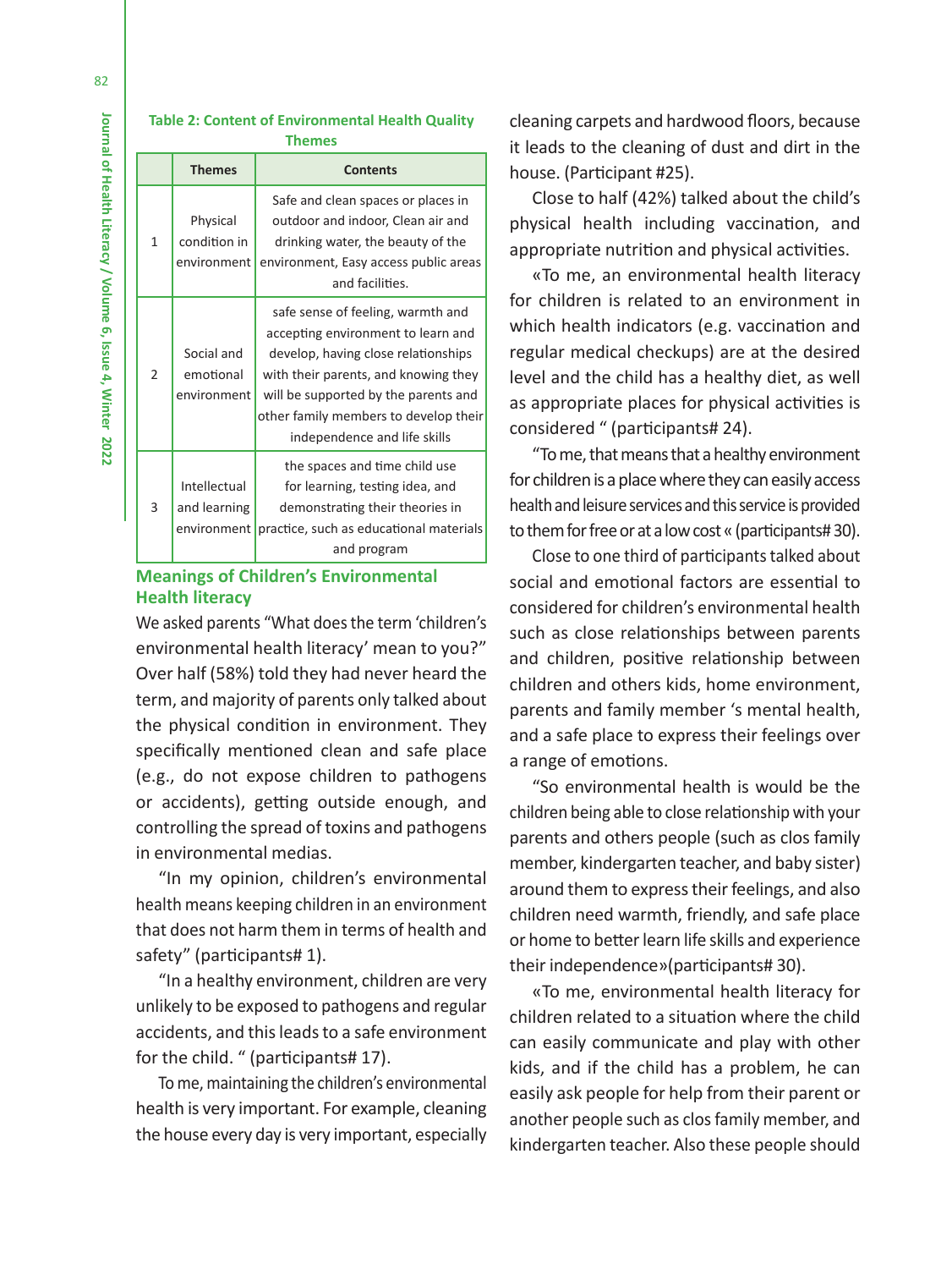**Table 2: Content of Environmental Health Quality Themes**

| | Themes | Contents |
|---|---|---|
| 1 | Physical condition in environment | Safe and clean spaces or places in outdoor and indoor, Clean air and drinking water, the beauty of the environment, Easy access public areas and facilities. |
| 2 | Social and emotional environment | safe sense of feeling, warmth and accepting environment to learn and develop, having close relationships with their parents, and knowing they will be supported by the parents and other family members to develop their independence and life skills |
| 3 | Intellectual and learning environment | the spaces and time child use for learning, testing idea, and demonstrating their theories in practice, such as educational materials and program |

## Meanings of Children's Environmental Health literacy

We asked parents "What does the term 'children's environmental health literacy' mean to you?" Over half (58%) told they had never heard the term, and majority of parents only talked about the physical condition in environment. They specifically mentioned clean and safe place (e.g., do not expose children to pathogens or accidents), getting outside enough, and controlling the spread of toxins and pathogens in environmental medias.

"In my opinion, children's environmental health means keeping children in an environment that does not harm them in terms of health and safety" (participants# 1).

"In a healthy environment, children are very unlikely to be exposed to pathogens and regular accidents, and this leads to a safe environment for the child. " (participants# 17).

To me, maintaining the children's environmental health is very important. For example, cleaning the house every day is very important, especially cleaning carpets and hardwood floors, because it leads to the cleaning of dust and dirt in the house. (Participant #25).

Close to half (42%) talked about the child's physical health including vaccination, and appropriate nutrition and physical activities.

«To me, an environmental health literacy for children is related to an environment in which health indicators (e.g. vaccination and regular medical checkups) are at the desired level and the child has a healthy diet, as well as appropriate places for physical activities is considered " (participants# 24).

"To me, that means that a healthy environment for children is a place where they can easily access health and leisure services and this service is provided to them for free or at a low cost « (participants# 30).

Close to one third of participants talked about social and emotional factors are essential to considered for children's environmental health such as close relationships between parents and children, positive relationship between children and others kids, home environment, parents and family member 's mental health, and a safe place to express their feelings over a range of emotions.

"So environmental health is would be the children being able to close relationship with your parents and others people (such as clos family member, kindergarten teacher, and baby sister) around them to express their feelings, and also children need warmth, friendly, and safe place or home to better learn life skills and experience their independence»(participants# 30).

«To me, environmental health literacy for children related to a situation where the child can easily communicate and play with other kids, and if the child has a problem, he can easily ask people for help from their parent or another people such as clos family member, and kindergarten teacher. Also these people should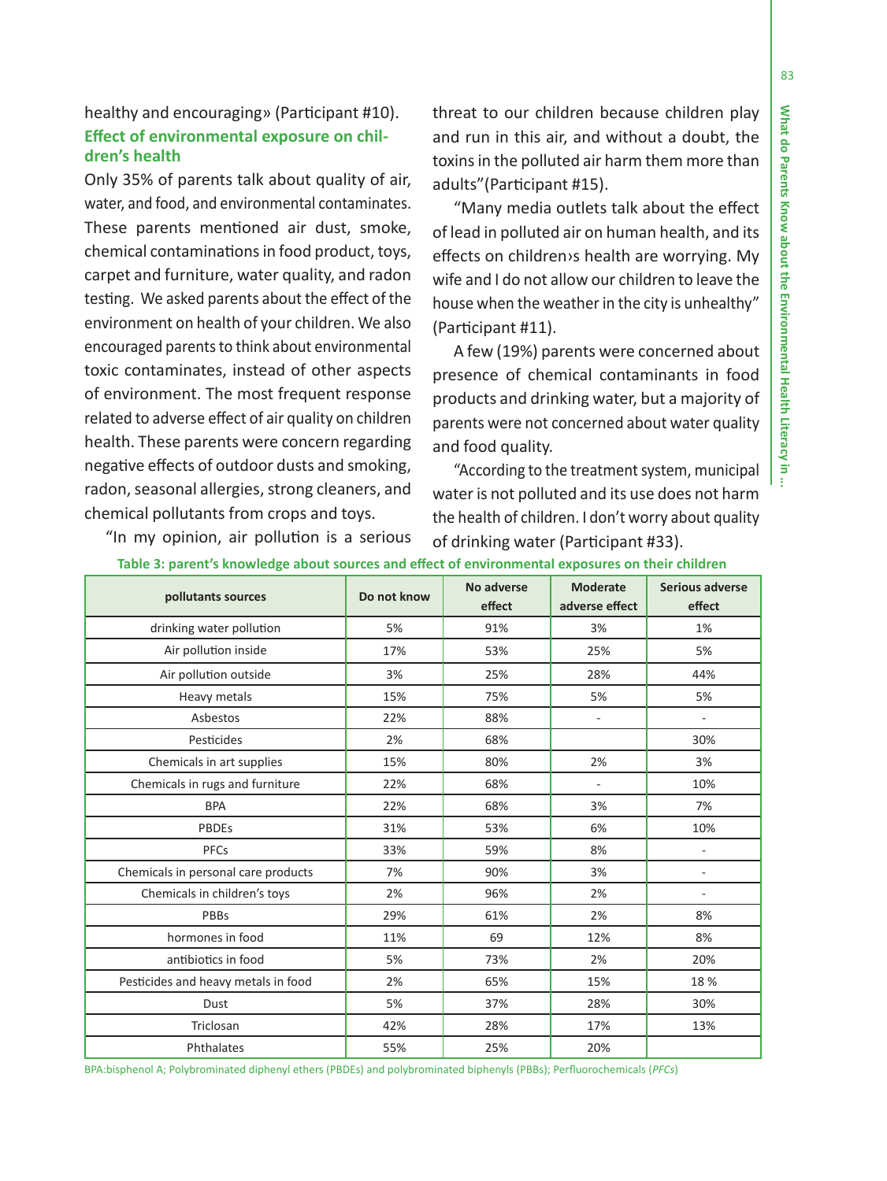healthy and encouraging» (Participant #10).

**Effect of environmental exposure on children's health**

Only 35% of parents talk about quality of air, water, and food, and environmental contaminates. These parents mentioned air dust, smoke, chemical contaminations in food product, toys, carpet and furniture, water quality, and radon testing. We asked parents about the effect of the environment on health of your children. We also encouraged parents to think about environmental toxic contaminates, instead of other aspects of environment. The most frequent response related to adverse effect of air quality on children health. These parents were concern regarding negative effects of outdoor dusts and smoking, radon, seasonal allergies, strong cleaners, and chemical pollutants from crops and toys.

"In my opinion, air pollution is a serious threat to our children because children play and run in this air, and without a doubt, the toxins in the polluted air harm them more than adults"(Participant #15).

"Many media outlets talk about the effect of lead in polluted air on human health, and its effects on children›s health are worrying. My wife and I do not allow our children to leave the house when the weather in the city is unhealthy" (Participant #11).

A few (19%) parents were concerned about presence of chemical contaminants in food products and drinking water, but a majority of parents were not concerned about water quality and food quality.

"According to the treatment system, municipal water is not polluted and its use does not harm the health of children. I don't worry about quality of drinking water (Participant #33).

**Table 3: parent's knowledge about sources and effect of environmental exposures on their children**

| pollutants sources | Do not know | No adverse effect | Moderate adverse effect | Serious adverse effect |
|---|---|---|---|---|
| drinking water pollution | 5% | 91% | 3% | 1% |
| Air pollution inside | 17% | 53% | 25% | 5% |
| Air pollution outside | 3% | 25% | 28% | 44% |
| Heavy metals | 15% | 75% | 5% | 5% |
| Asbestos | 22% | 88% | - | - |
| Pesticides | 2% | 68% | | 30% |
| Chemicals in art supplies | 15% | 80% | 2% | 3% |
| Chemicals in rugs and furniture | 22% | 68% | - | 10% |
| BPA | 22% | 68% | 3% | 7% |
| PBDEs | 31% | 53% | 6% | 10% |
| PFCs | 33% | 59% | 8% | - |
| Chemicals in personal care products | 7% | 90% | 3% | - |
| Chemicals in children's toys | 2% | 96% | 2% | - |
| PBBs | 29% | 61% | 2% | 8% |
| hormones in food | 11% | 69 | 12% | 8% |
| antibiotics in food | 5% | 73% | 2% | 20% |
| Pesticides and heavy metals in food | 2% | 65% | 15% | 18 % |
| Dust | 5% | 37% | 28% | 30% |
| Triclosan | 42% | 28% | 17% | 13% |
| Phthalates | 55% | 25% | 20% | |

BPA:bisphenol A; Polybrominated diphenyl ethers (PBDEs) and polybrominated biphenyls (PBBs); Perfluorochemicals (*PFCs*)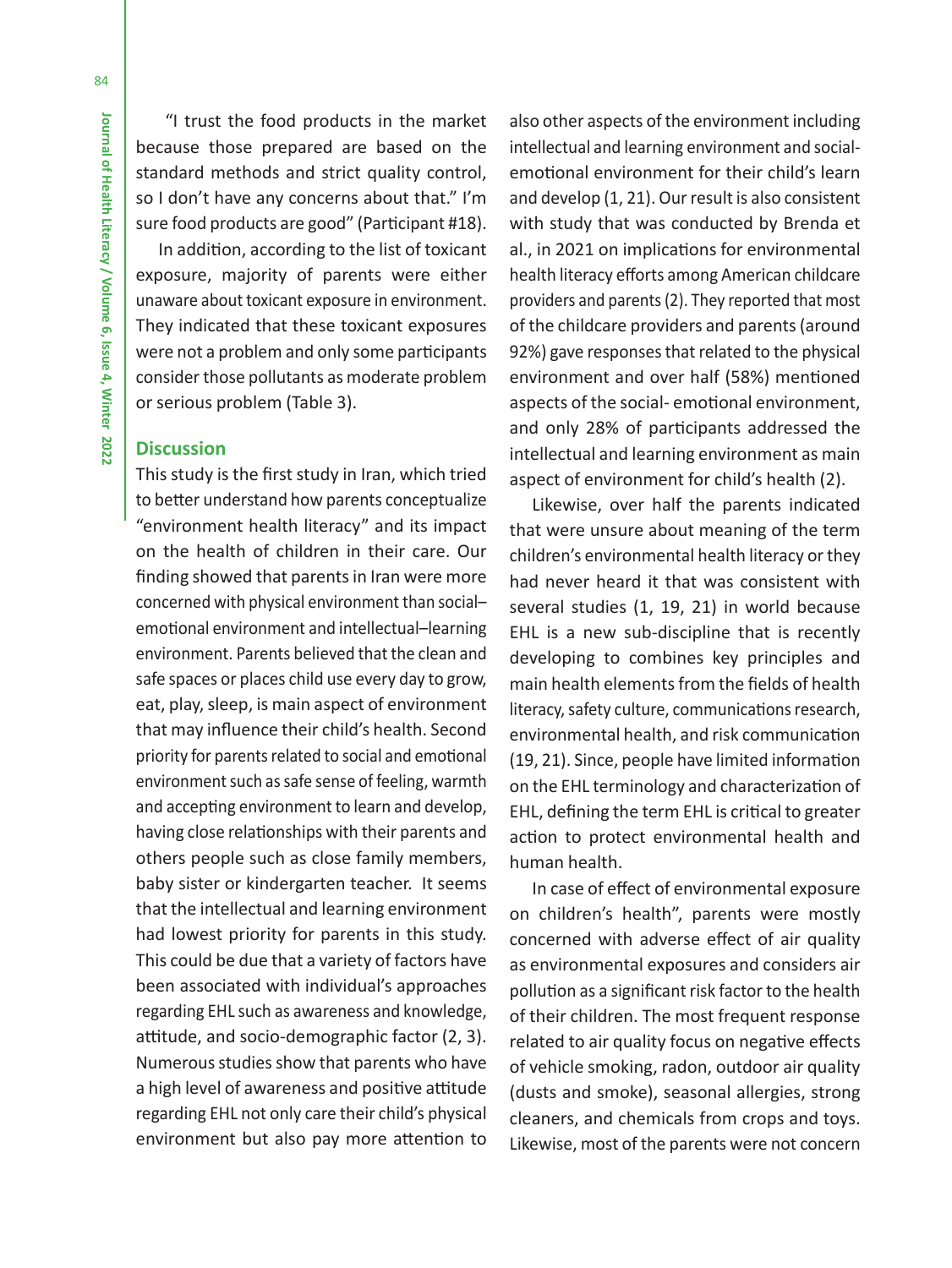"I trust the food products in the market because those prepared are based on the standard methods and strict quality control, so I don't have any concerns about that." I'm sure food products are good" (Participant #18).

In addition, according to the list of toxicant exposure, majority of parents were either unaware about toxicant exposure in environment. They indicated that these toxicant exposures were not a problem and only some participants consider those pollutants as moderate problem or serious problem (Table 3).

## Discussion

This study is the first study in Iran, which tried to better understand how parents conceptualize "environment health literacy" and its impact on the health of children in their care. Our finding showed that parents in Iran were more concerned with physical environment than social–emotional environment and intellectual–learning environment. Parents believed that the clean and safe spaces or places child use every day to grow, eat, play, sleep, is main aspect of environment that may influence their child's health. Second priority for parents related to social and emotional environment such as safe sense of feeling, warmth and accepting environment to learn and develop, having close relationships with their parents and others people such as close family members, baby sister or kindergarten teacher. It seems that the intellectual and learning environment had lowest priority for parents in this study. This could be due that a variety of factors have been associated with individual's approaches regarding EHL such as awareness and knowledge, attitude, and socio-demographic factor (2, 3). Numerous studies show that parents who have a high level of awareness and positive attitude regarding EHL not only care their child's physical environment but also pay more attention to also other aspects of the environment including intellectual and learning environment and social-emotional environment for their child's learn and develop (1, 21). Our result is also consistent with study that was conducted by Brenda et al., in 2021 on implications for environmental health literacy efforts among American childcare providers and parents (2). They reported that most of the childcare providers and parents (around 92%) gave responses that related to the physical environment and over half (58%) mentioned aspects of the social- emotional environment, and only 28% of participants addressed the intellectual and learning environment as main aspect of environment for child's health (2).

Likewise, over half the parents indicated that were unsure about meaning of the term children's environmental health literacy or they had never heard it that was consistent with several studies (1, 19, 21) in world because EHL is a new sub-discipline that is recently developing to combines key principles and main health elements from the fields of health literacy, safety culture, communications research, environmental health, and risk communication (19, 21). Since, people have limited information on the EHL terminology and characterization of EHL, defining the term EHL is critical to greater action to protect environmental health and human health.

In case of effect of environmental exposure on children's health", parents were mostly concerned with adverse effect of air quality as environmental exposures and considers air pollution as a significant risk factor to the health of their children. The most frequent response related to air quality focus on negative effects of vehicle smoking, radon, outdoor air quality (dusts and smoke), seasonal allergies, strong cleaners, and chemicals from crops and toys. Likewise, most of the parents were not concern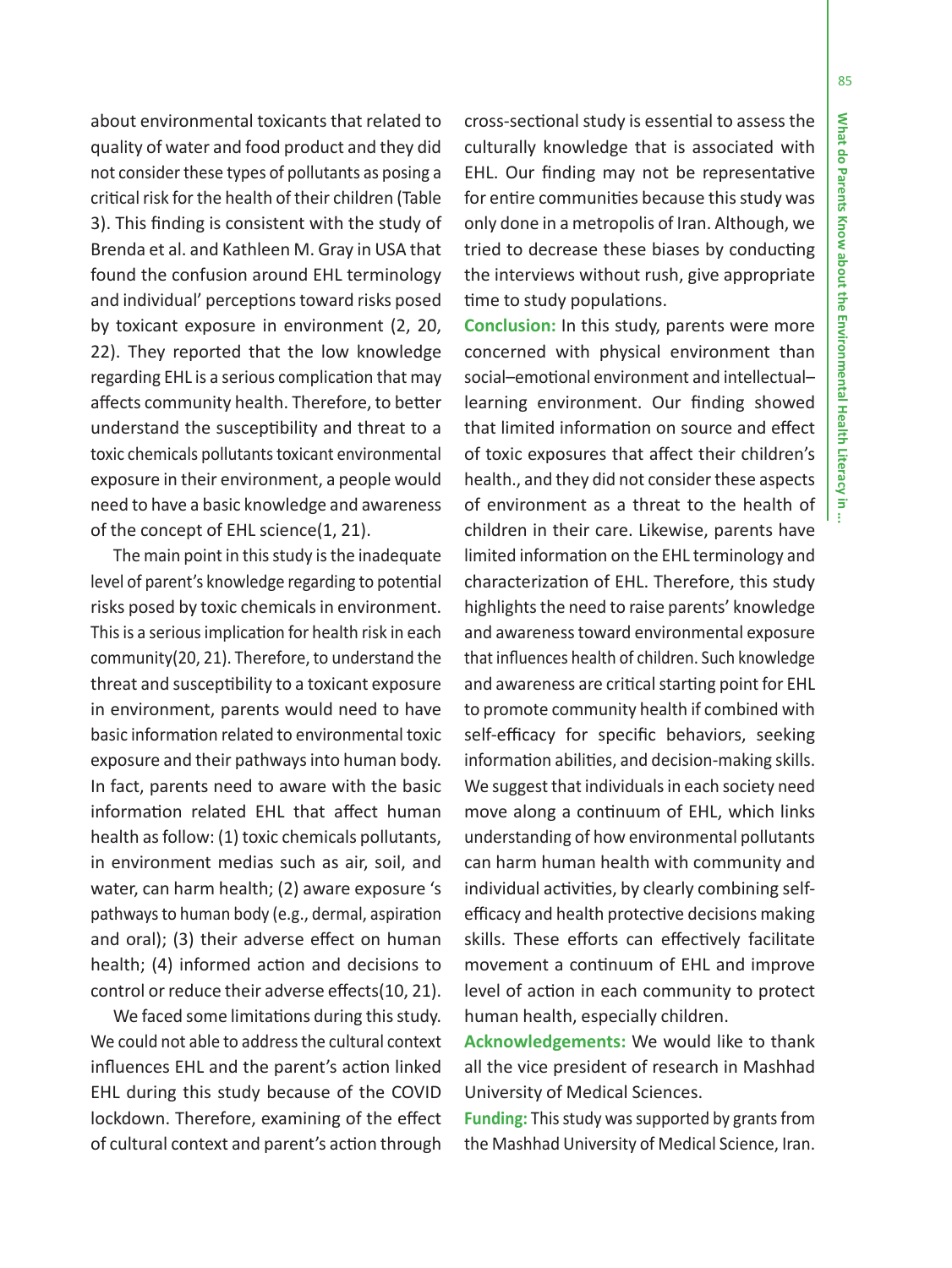about environmental toxicants that related to quality of water and food product and they did not consider these types of pollutants as posing a critical risk for the health of their children (Table 3). This finding is consistent with the study of Brenda et al. and Kathleen M. Gray in USA that found the confusion around EHL terminology and individual' perceptions toward risks posed by toxicant exposure in environment (2, 20, 22). They reported that the low knowledge regarding EHL is a serious complication that may affects community health. Therefore, to better understand the susceptibility and threat to a toxic chemicals pollutants toxicant environmental exposure in their environment, a people would need to have a basic knowledge and awareness of the concept of EHL science(1, 21).

The main point in this study is the inadequate level of parent's knowledge regarding to potential risks posed by toxic chemicals in environment. This is a serious implication for health risk in each community(20, 21). Therefore, to understand the threat and susceptibility to a toxicant exposure in environment, parents would need to have basic information related to environmental toxic exposure and their pathways into human body. In fact, parents need to aware with the basic information related EHL that affect human health as follow: (1) toxic chemicals pollutants, in environment medias such as air, soil, and water, can harm health; (2) aware exposure 's pathways to human body (e.g., dermal, aspiration and oral); (3) their adverse effect on human health; (4) informed action and decisions to control or reduce their adverse effects(10, 21).

We faced some limitations during this study. We could not able to address the cultural context influences EHL and the parent's action linked EHL during this study because of the COVID lockdown. Therefore, examining of the effect of cultural context and parent's action through cross-sectional study is essential to assess the culturally knowledge that is associated with EHL. Our finding may not be representative for entire communities because this study was only done in a metropolis of Iran. Although, we tried to decrease these biases by conducting the interviews without rush, give appropriate time to study populations.

**Conclusion:** In this study, parents were more concerned with physical environment than social–emotional environment and intellectual–learning environment. Our finding showed that limited information on source and effect of toxic exposures that affect their children's health., and they did not consider these aspects of environment as a threat to the health of children in their care. Likewise, parents have limited information on the EHL terminology and characterization of EHL. Therefore, this study highlights the need to raise parents' knowledge and awareness toward environmental exposure that influences health of children. Such knowledge and awareness are critical starting point for EHL to promote community health if combined with self-efficacy for specific behaviors, seeking information abilities, and decision-making skills. We suggest that individuals in each society need move along a continuum of EHL, which links understanding of how environmental pollutants can harm human health with community and individual activities, by clearly combining self-efficacy and health protective decisions making skills. These efforts can effectively facilitate movement a continuum of EHL and improve level of action in each community to protect human health, especially children.

**Acknowledgements:** We would like to thank all the vice president of research in Mashhad University of Medical Sciences.

**Funding:** This study was supported by grants from the Mashhad University of Medical Science, Iran.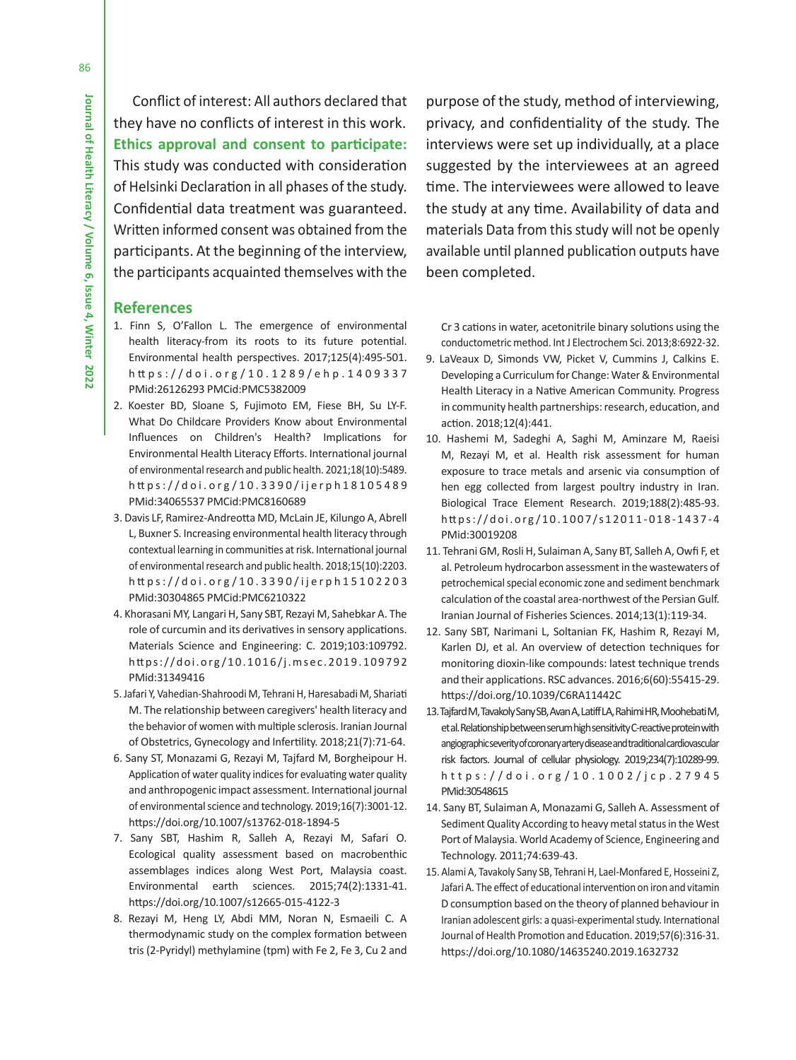Conflict of interest: All authors declared that they have no conflicts of interest in this work.

**Ethics approval and consent to participate:** This study was conducted with consideration of Helsinki Declaration in all phases of the study. Confidential data treatment was guaranteed. Written informed consent was obtained from the participants. At the beginning of the interview, the participants acquainted themselves with the purpose of the study, method of interviewing, privacy, and confidentiality of the study. The interviews were set up individually, at a place suggested by the interviewees at an agreed time. The interviewees were allowed to leave the study at any time. Availability of data and materials Data from this study will not be openly available until planned publication outputs have been completed.

## References

1. Finn S, O'Fallon L. The emergence of environmental health literacy-from its roots to its future potential. Environmental health perspectives. 2017;125(4):495-501. https://doi.org/10.1289/ehp.1409337 PMid:26126293 PMCid:PMC5382009
2. Koester BD, Sloane S, Fujimoto EM, Fiese BH, Su LY-F. What Do Childcare Providers Know about Environmental Influences on Children's Health? Implications for Environmental Health Literacy Efforts. International journal of environmental research and public health. 2021;18(10):5489. https://doi.org/10.3390/ijerph18105489 PMid:34065537 PMCid:PMC8160689
3. Davis LF, Ramirez-Andreotta MD, McLain JE, Kilungo A, Abrell L, Buxner S. Increasing environmental health literacy through contextual learning in communities at risk. International journal of environmental research and public health. 2018;15(10):2203. https://doi.org/10.3390/ijerph15102203 PMid:30304865 PMCid:PMC6210322
4. Khorasani MY, Langari H, Sany SBT, Rezayi M, Sahebkar A. The role of curcumin and its derivatives in sensory applications. Materials Science and Engineering: C. 2019;103:109792. https://doi.org/10.1016/j.msec.2019.109792 PMid:31349416
5. Jafari Y, Vahedian-Shahroodi M, Tehrani H, Haresabadi M, Shariati M. The relationship between caregivers' health literacy and the behavior of women with multiple sclerosis. Iranian Journal of Obstetrics, Gynecology and Infertility. 2018;21(7):71-64.
6. Sany ST, Monazami G, Rezayi M, Tajfard M, Borgheipour H. Application of water quality indices for evaluating water quality and anthropogenic impact assessment. International journal of environmental science and technology. 2019;16(7):3001-12. https://doi.org/10.1007/s13762-018-1894-5
7. Sany SBT, Hashim R, Salleh A, Rezayi M, Safari O. Ecological quality assessment based on macrobenthic assemblages indices along West Port, Malaysia coast. Environmental earth sciences. 2015;74(2):1331-41. https://doi.org/10.1007/s12665-015-4122-3
8. Rezayi M, Heng LY, Abdi MM, Noran N, Esmaeili C. A thermodynamic study on the complex formation between tris (2-Pyridyl) methylamine (tpm) with Fe 2, Fe 3, Cu 2 and Cr 3 cations in water, acetonitrile binary solutions using the conductometric method. Int J Electrochem Sci. 2013;8:6922-32.
9. LaVeaux D, Simonds VW, Picket V, Cummins J, Calkins E. Developing a Curriculum for Change: Water & Environmental Health Literacy in a Native American Community. Progress in community health partnerships: research, education, and action. 2018;12(4):441.
10. Hashemi M, Sadeghi A, Saghi M, Aminzare M, Raeisi M, Rezayi M, et al. Health risk assessment for human exposure to trace metals and arsenic via consumption of hen egg collected from largest poultry industry in Iran. Biological Trace Element Research. 2019;188(2):485-93. https://doi.org/10.1007/s12011-018-1437-4 PMid:30019208
11. Tehrani GM, Rosli H, Sulaiman A, Sany BT, Salleh A, Owfi F, et al. Petroleum hydrocarbon assessment in the wastewaters of petrochemical special economic zone and sediment benchmark calculation of the coastal area-northwest of the Persian Gulf. Iranian Journal of Fisheries Sciences. 2014;13(1):119-34.
12. Sany SBT, Narimani L, Soltanian FK, Hashim R, Rezayi M, Karlen DJ, et al. An overview of detection techniques for monitoring dioxin-like compounds: latest technique trends and their applications. RSC advances. 2016;6(60):55415-29. https://doi.org/10.1039/C6RA11442C
13. Tajfard M, Tavakoly Sany SB, Avan A, Latiff LA, Rahimi HR, Moohebati M, et al. Relationship between serum high sensitivity C-reactive protein with angiographic severity of coronary artery disease and traditional cardiovascular risk factors. Journal of cellular physiology. 2019;234(7):10289-99. https://doi.org/10.1002/jcp.27945 PMid:30548615
14. Sany BT, Sulaiman A, Monazami G, Salleh A. Assessment of Sediment Quality According to heavy metal status in the West Port of Malaysia. World Academy of Science, Engineering and Technology. 2011;74:639-43.
15. Alami A, Tavakoly Sany SB, Tehrani H, Lael-Monfared E, Hosseini Z, Jafari A. The effect of educational intervention on iron and vitamin D consumption based on the theory of planned behaviour in Iranian adolescent girls: a quasi-experimental study. International Journal of Health Promotion and Education. 2019;57(6):316-31. https://doi.org/10.1080/14635240.2019.1632732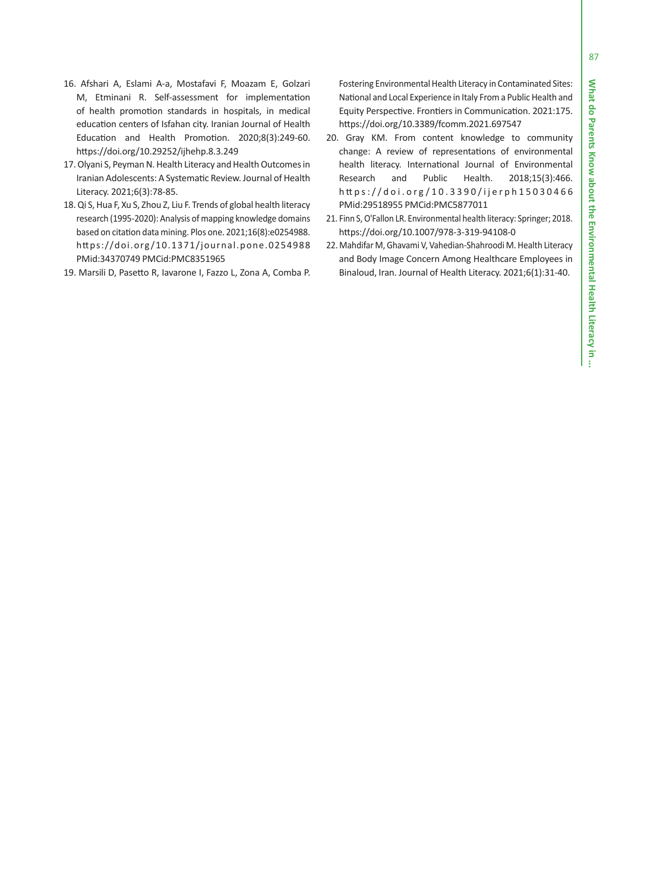16. Afshari A, Eslami A-a, Mostafavi F, Moazam E, Golzari M, Etminani R. Self-assessment for implementation of health promotion standards in hospitals, in medical education centers of Isfahan city. Iranian Journal of Health Education and Health Promotion. 2020;8(3):249-60. https://doi.org/10.29252/ijhehp.8.3.249
17. Olyani S, Peyman N. Health Literacy and Health Outcomes in Iranian Adolescents: A Systematic Review. Journal of Health Literacy. 2021;6(3):78-85.
18. Qi S, Hua F, Xu S, Zhou Z, Liu F. Trends of global health literacy research (1995-2020): Analysis of mapping knowledge domains based on citation data mining. Plos one. 2021;16(8):e0254988. https://doi.org/10.1371/journal.pone.0254988 PMid:34370749 PMCid:PMC8351965
19. Marsili D, Pasetto R, Iavarone I, Fazzo L, Zona A, Comba P. Fostering Environmental Health Literacy in Contaminated Sites: National and Local Experience in Italy From a Public Health and Equity Perspective. Frontiers in Communication. 2021:175. https://doi.org/10.3389/fcomm.2021.697547
20. Gray KM. From content knowledge to community change: A review of representations of environmental health literacy. International Journal of Environmental Research and Public Health. 2018;15(3):466. https://doi.org/10.3390/ijerph15030466 PMid:29518955 PMCid:PMC5877011
21. Finn S, O'Fallon LR. Environmental health literacy: Springer; 2018. https://doi.org/10.1007/978-3-319-94108-0
22. Mahdifar M, Ghavami V, Vahedian-Shahroodi M. Health Literacy and Body Image Concern Among Healthcare Employees in Binaloud, Iran. Journal of Health Literacy. 2021;6(1):31-40.